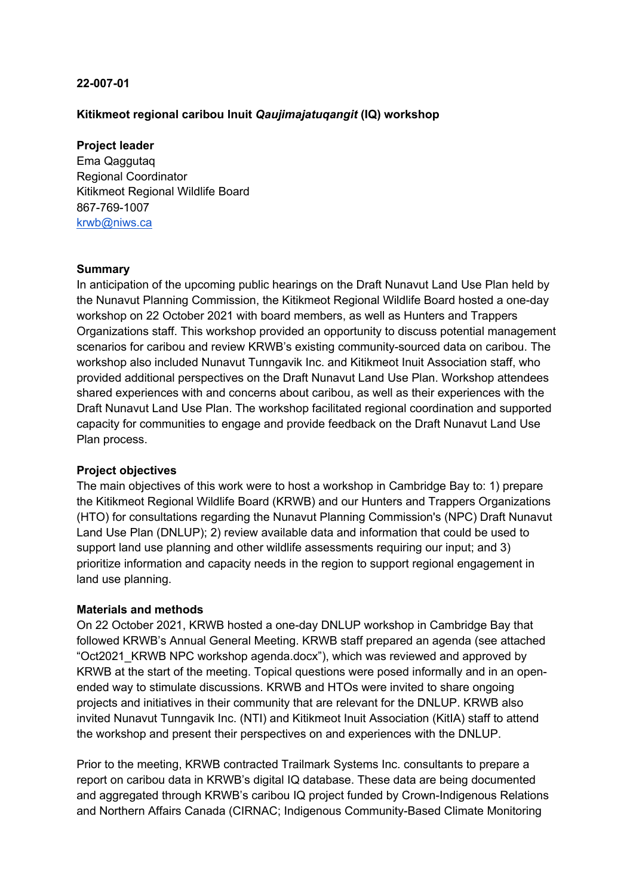**22-007-01**

**Kitikmeot regional caribou Inuit *Qaujimajatuqangit* (IQ) workshop**

**Project leader**
Ema Qaggutaq
Regional Coordinator
Kitikmeot Regional Wildlife Board
867-769-1007
krwb@niws.ca

**Summary**
In anticipation of the upcoming public hearings on the Draft Nunavut Land Use Plan held by the Nunavut Planning Commission, the Kitikmeot Regional Wildlife Board hosted a one-day workshop on 22 October 2021 with board members, as well as Hunters and Trappers Organizations staff. This workshop provided an opportunity to discuss potential management scenarios for caribou and review KRWB's existing community-sourced data on caribou. The workshop also included Nunavut Tunngavik Inc. and Kitikmeot Inuit Association staff, who provided additional perspectives on the Draft Nunavut Land Use Plan. Workshop attendees shared experiences with and concerns about caribou, as well as their experiences with the Draft Nunavut Land Use Plan. The workshop facilitated regional coordination and supported capacity for communities to engage and provide feedback on the Draft Nunavut Land Use Plan process.

**Project objectives**
The main objectives of this work were to host a workshop in Cambridge Bay to: 1) prepare the Kitikmeot Regional Wildlife Board (KRWB) and our Hunters and Trappers Organizations (HTO) for consultations regarding the Nunavut Planning Commission's (NPC) Draft Nunavut Land Use Plan (DNLUP); 2) review available data and information that could be used to support land use planning and other wildlife assessments requiring our input; and 3) prioritize information and capacity needs in the region to support regional engagement in land use planning.

**Materials and methods**
On 22 October 2021, KRWB hosted a one-day DNLUP workshop in Cambridge Bay that followed KRWB's Annual General Meeting. KRWB staff prepared an agenda (see attached "Oct2021_KRWB NPC workshop agenda.docx"), which was reviewed and approved by KRWB at the start of the meeting. Topical questions were posed informally and in an open-ended way to stimulate discussions. KRWB and HTOs were invited to share ongoing projects and initiatives in their community that are relevant for the DNLUP. KRWB also invited Nunavut Tunngavik Inc. (NTI) and Kitikmeot Inuit Association (KitIA) staff to attend the workshop and present their perspectives on and experiences with the DNLUP.

Prior to the meeting, KRWB contracted Trailmark Systems Inc. consultants to prepare a report on caribou data in KRWB's digital IQ database. These data are being documented and aggregated through KRWB's caribou IQ project funded by Crown-Indigenous Relations and Northern Affairs Canada (CIRNAC; Indigenous Community-Based Climate Monitoring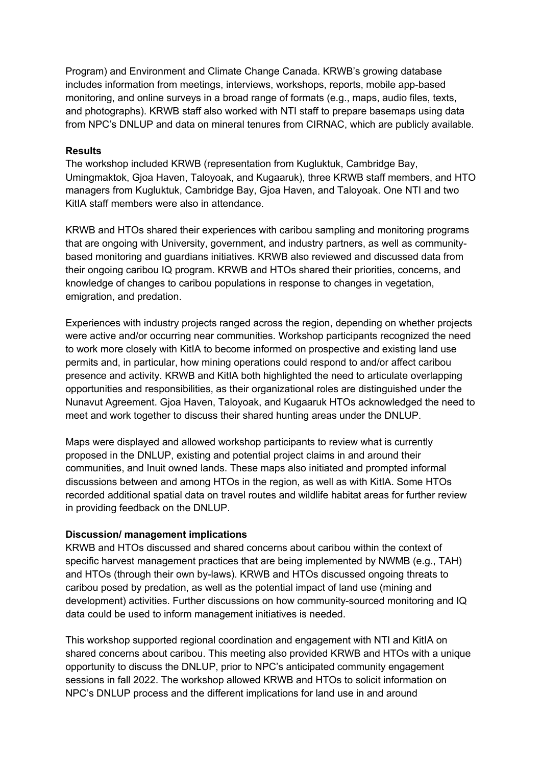Program) and Environment and Climate Change Canada. KRWB's growing database includes information from meetings, interviews, workshops, reports, mobile app-based monitoring, and online surveys in a broad range of formats (e.g., maps, audio files, texts, and photographs). KRWB staff also worked with NTI staff to prepare basemaps using data from NPC's DNLUP and data on mineral tenures from CIRNAC, which are publicly available.

**Results**

The workshop included KRWB (representation from Kugluktuk, Cambridge Bay, Umingmaktok, Gjoa Haven, Taloyoak, and Kugaaruk), three KRWB staff members, and HTO managers from Kugluktuk, Cambridge Bay, Gjoa Haven, and Taloyoak. One NTI and two KitIA staff members were also in attendance.

KRWB and HTOs shared their experiences with caribou sampling and monitoring programs that are ongoing with University, government, and industry partners, as well as community-based monitoring and guardians initiatives. KRWB also reviewed and discussed data from their ongoing caribou IQ program. KRWB and HTOs shared their priorities, concerns, and knowledge of changes to caribou populations in response to changes in vegetation, emigration, and predation.

Experiences with industry projects ranged across the region, depending on whether projects were active and/or occurring near communities. Workshop participants recognized the need to work more closely with KitIA to become informed on prospective and existing land use permits and, in particular, how mining operations could respond to and/or affect caribou presence and activity. KRWB and KitIA both highlighted the need to articulate overlapping opportunities and responsibilities, as their organizational roles are distinguished under the Nunavut Agreement. Gjoa Haven, Taloyoak, and Kugaaruk HTOs acknowledged the need to meet and work together to discuss their shared hunting areas under the DNLUP.

Maps were displayed and allowed workshop participants to review what is currently proposed in the DNLUP, existing and potential project claims in and around their communities, and Inuit owned lands. These maps also initiated and prompted informal discussions between and among HTOs in the region, as well as with KitIA. Some HTOs recorded additional spatial data on travel routes and wildlife habitat areas for further review in providing feedback on the DNLUP.

**Discussion/ management implications**

KRWB and HTOs discussed and shared concerns about caribou within the context of specific harvest management practices that are being implemented by NWMB (e.g., TAH) and HTOs (through their own by-laws). KRWB and HTOs discussed ongoing threats to caribou posed by predation, as well as the potential impact of land use (mining and development) activities. Further discussions on how community-sourced monitoring and IQ data could be used to inform management initiatives is needed.

This workshop supported regional coordination and engagement with NTI and KitIA on shared concerns about caribou. This meeting also provided KRWB and HTOs with a unique opportunity to discuss the DNLUP, prior to NPC's anticipated community engagement sessions in fall 2022. The workshop allowed KRWB and HTOs to solicit information on NPC's DNLUP process and the different implications for land use in and around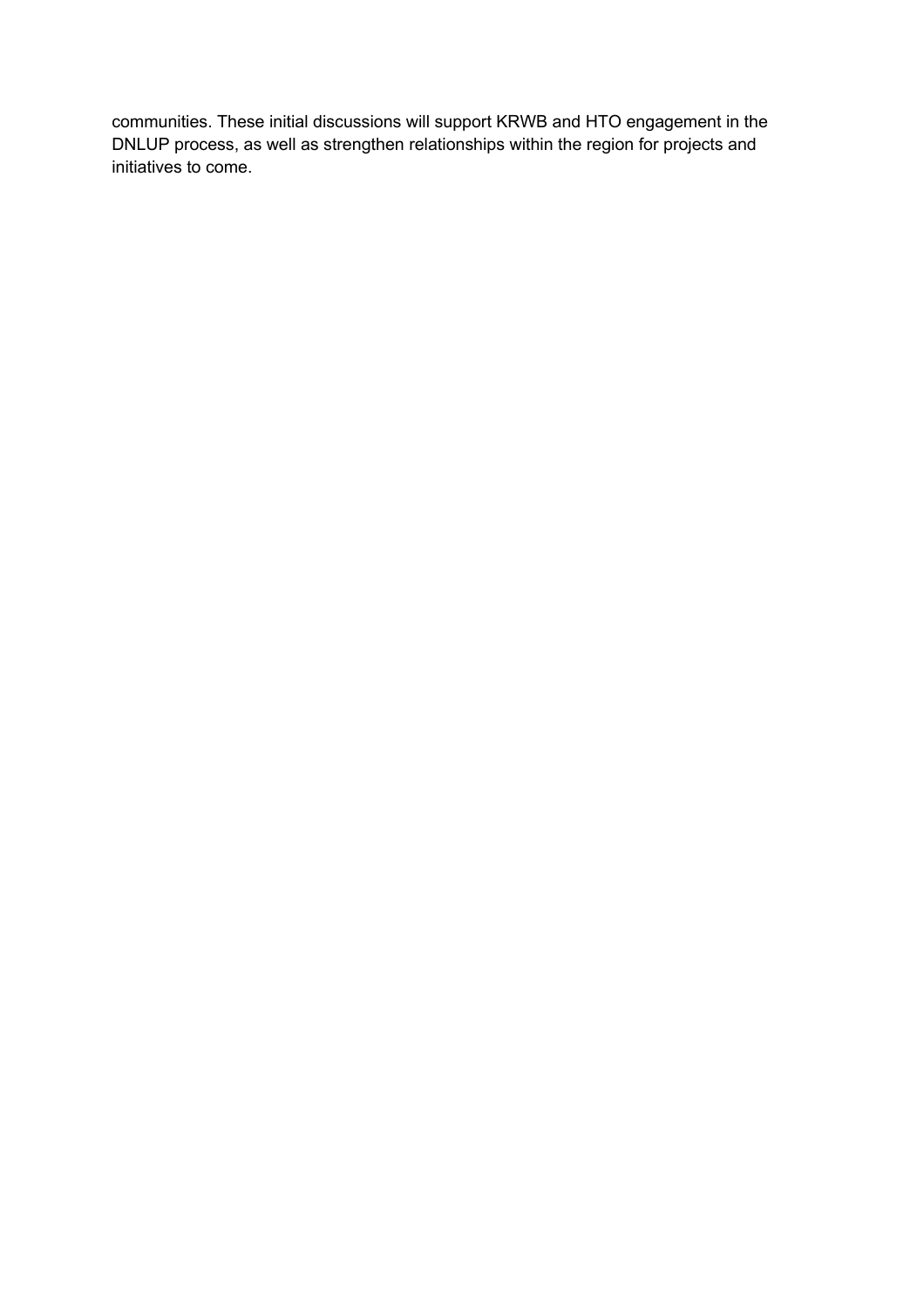communities. These initial discussions will support KRWB and HTO engagement in the DNLUP process, as well as strengthen relationships within the region for projects and initiatives to come.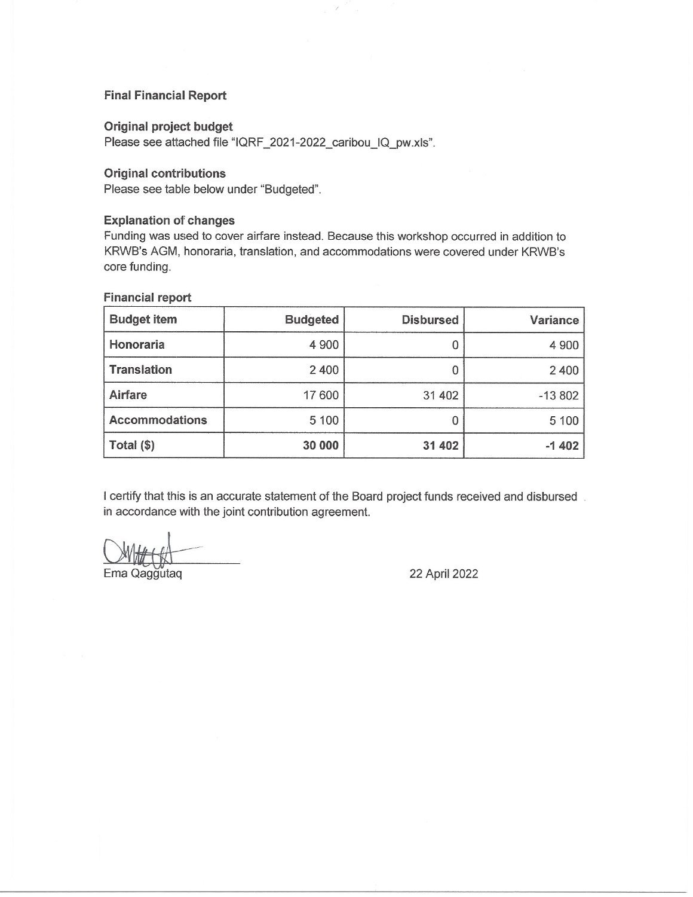## Final Financial Report

### Original project budget

Please see attached file "IQRF_2021-2022_caribou_IQ_pw.xls".

### Original contributions

Please see table below under "Budgeted".

### Explanation of changes

Funding was used to cover airfare instead. Because this workshop occurred in addition to KRWB's AGM, honoraria, translation, and accommodations were covered under KRWB's core funding.

### Financial report

| Budget item | Budgeted | Disbursed | Variance |
|---|---|---|---|
| **Honoraria** | 4 900 | 0 | 4 900 |
| **Translation** | 2 400 | 0 | 2 400 |
| **Airfare** | 17 600 | 31 402 | -13 802 |
| **Accommodations** | 5 100 | 0 | 5 100 |
| **Total ($)** | **30 000** | **31 402** | **-1 402** |

I certify that this is an accurate statement of the Board project funds received and disbursed in accordance with the joint contribution agreement.

Ema Qaggutaq

22 April 2022